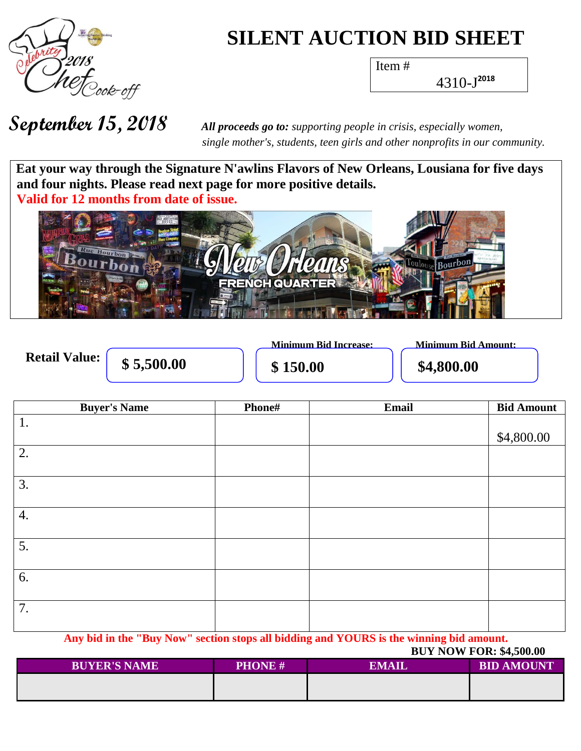# SILENT AUCTION BID SHEET

Item # 4310-J[2018]

**September 15, 2018**

***All proceeds go to:*** *supporting people in crisis, especially women, single mother's, students, teen girls and other nonprofits in our community.*

**Eat your way through the Signature N'awlins Flavors of New Orleans, Lousiana for five days and four nights. Please read next page for more positive details.**

**Valid for 12 months from date of issue.**

| Retail Value: | Minimum Bid Increase: | Minimum Bid Amount: |
|---|---|---|
| **$ 5,500.00** | **$ 150.00** | **$4,800.00** |

| Buyer's Name | Phone# | Email | Bid Amount |
|---|---|---|---|
| 1. | | | $4,800.00 |
| 2. | | | |
| 3. | | | |
| 4. | | | |
| 5. | | | |
| 6. | | | |
| 7. | | | |

**Any bid in the "Buy Now" section stops all bidding and YOURS is the winning bid amount.**

**BUY NOW FOR: $4,500.00**

| BUYER'S NAME | PHONE # | EMAIL | BID AMOUNT |
|---|---|---|---|
| | | | |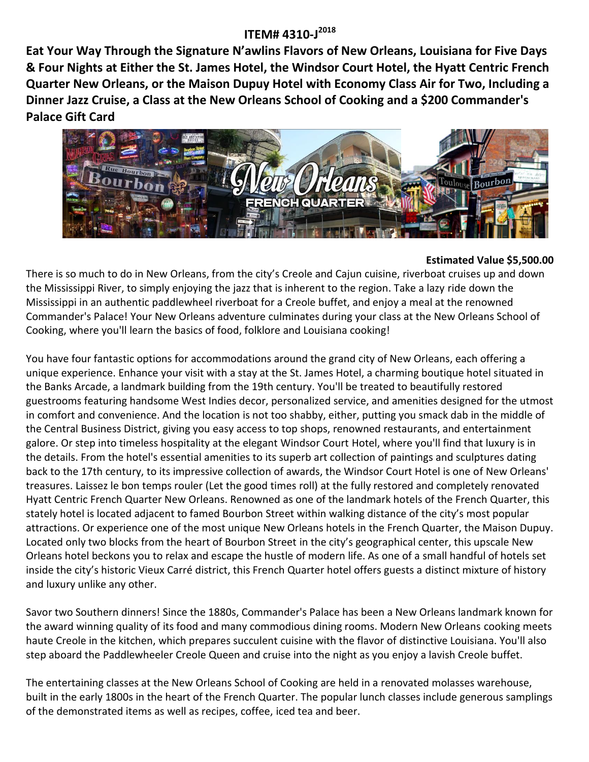# ITEM# 4310-J[2018]

**Eat Your Way Through the Signature N'awlins Flavors of New Orleans, Louisiana for Five Days & Four Nights at Either the St. James Hotel, the Windsor Court Hotel, the Hyatt Centric French Quarter New Orleans, or the Maison Dupuy Hotel with Economy Class Air for Two, Including a Dinner Jazz Cruise, a Class at the New Orleans School of Cooking and a $200 Commander's Palace Gift Card**

**Estimated Value $5,500.00**

There is so much to do in New Orleans, from the city's Creole and Cajun cuisine, riverboat cruises up and down the Mississippi River, to simply enjoying the jazz that is inherent to the region. Take a lazy ride down the Mississippi in an authentic paddlewheel riverboat for a Creole buffet, and enjoy a meal at the renowned Commander's Palace! Your New Orleans adventure culminates during your class at the New Orleans School of Cooking, where you'll learn the basics of food, folklore and Louisiana cooking!

You have four fantastic options for accommodations around the grand city of New Orleans, each offering a unique experience. Enhance your visit with a stay at the St. James Hotel, a charming boutique hotel situated in the Banks Arcade, a landmark building from the 19th century. You'll be treated to beautifully restored guestrooms featuring handsome West Indies decor, personalized service, and amenities designed for the utmost in comfort and convenience. And the location is not too shabby, either, putting you smack dab in the middle of the Central Business District, giving you easy access to top shops, renowned restaurants, and entertainment galore. Or step into timeless hospitality at the elegant Windsor Court Hotel, where you'll find that luxury is in the details. From the hotel's essential amenities to its superb art collection of paintings and sculptures dating back to the 17th century, to its impressive collection of awards, the Windsor Court Hotel is one of New Orleans' treasures. Laissez le bon temps rouler (Let the good times roll) at the fully restored and completely renovated Hyatt Centric French Quarter New Orleans. Renowned as one of the landmark hotels of the French Quarter, this stately hotel is located adjacent to famed Bourbon Street within walking distance of the city's most popular attractions. Or experience one of the most unique New Orleans hotels in the French Quarter, the Maison Dupuy. Located only two blocks from the heart of Bourbon Street in the city's geographical center, this upscale New Orleans hotel beckons you to relax and escape the hustle of modern life. As one of a small handful of hotels set inside the city's historic Vieux Carré district, this French Quarter hotel offers guests a distinct mixture of history and luxury unlike any other.

Savor two Southern dinners! Since the 1880s, Commander's Palace has been a New Orleans landmark known for the award winning quality of its food and many commodious dining rooms. Modern New Orleans cooking meets haute Creole in the kitchen, which prepares succulent cuisine with the flavor of distinctive Louisiana. You'll also step aboard the Paddlewheeler Creole Queen and cruise into the night as you enjoy a lavish Creole buffet.

The entertaining classes at the New Orleans School of Cooking are held in a renovated molasses warehouse, built in the early 1800s in the heart of the French Quarter. The popular lunch classes include generous samplings of the demonstrated items as well as recipes, coffee, iced tea and beer.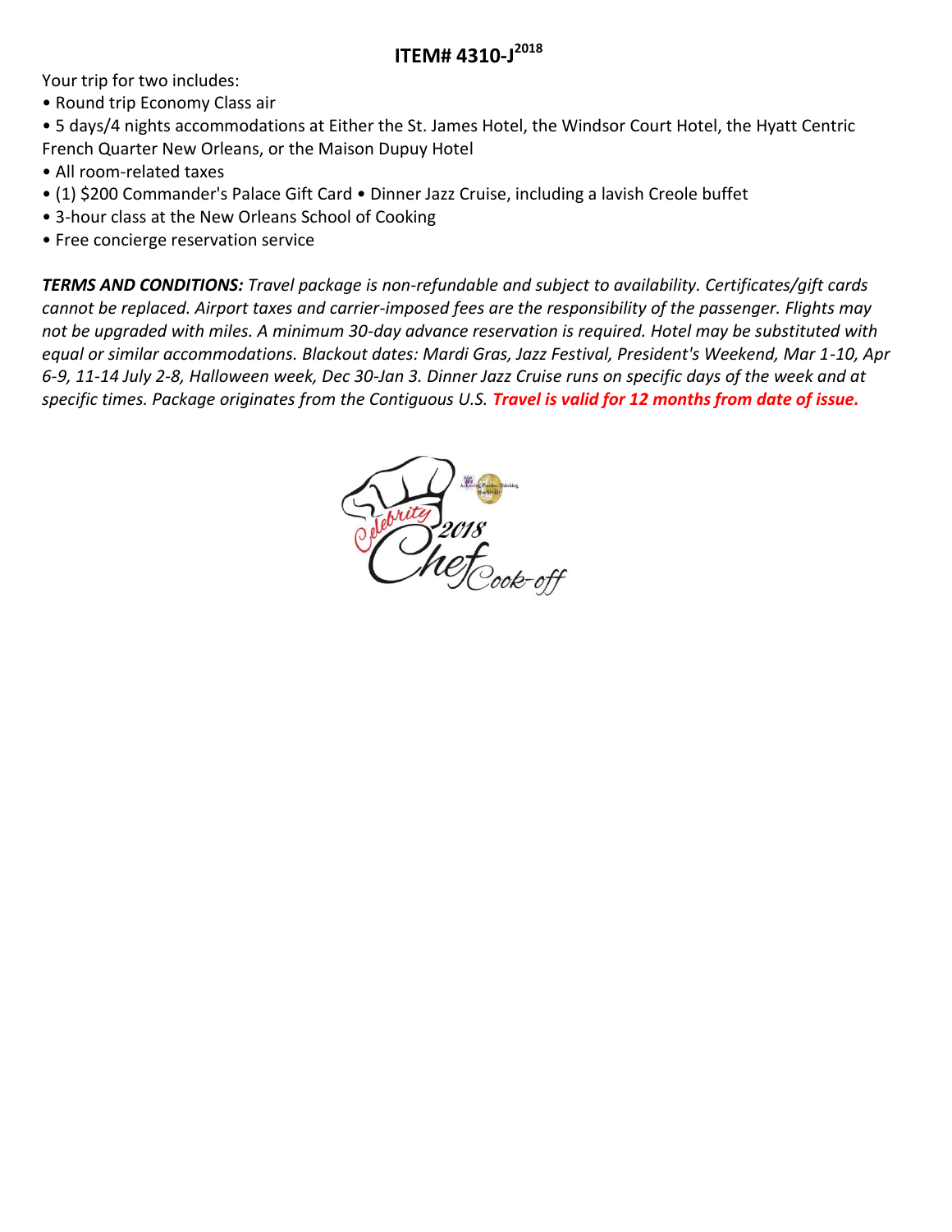## ITEM# 4310-J[2018]

Your trip for two includes:

- Round trip Economy Class air
- 5 days/4 nights accommodations at Either the St. James Hotel, the Windsor Court Hotel, the Hyatt Centric French Quarter New Orleans, or the Maison Dupuy Hotel
- All room-related taxes
- (1) $200 Commander's Palace Gift Card • Dinner Jazz Cruise, including a lavish Creole buffet
- 3-hour class at the New Orleans School of Cooking
- Free concierge reservation service

***TERMS AND CONDITIONS:*** *Travel package is non-refundable and subject to availability. Certificates/gift cards cannot be replaced. Airport taxes and carrier-imposed fees are the responsibility of the passenger. Flights may not be upgraded with miles. A minimum 30-day advance reservation is required. Hotel may be substituted with equal or similar accommodations. Blackout dates: Mardi Gras, Jazz Festival, President's Weekend, Mar 1-10, Apr 6-9, 11-14 July 2-8, Halloween week, Dec 30-Jan 3. Dinner Jazz Cruise runs on specific days of the week and at specific times. Package originates from the Contiguous U.S.* ***Travel is valid for 12 months from date of issue.***

Celebrity 2018 Chef Cook-off